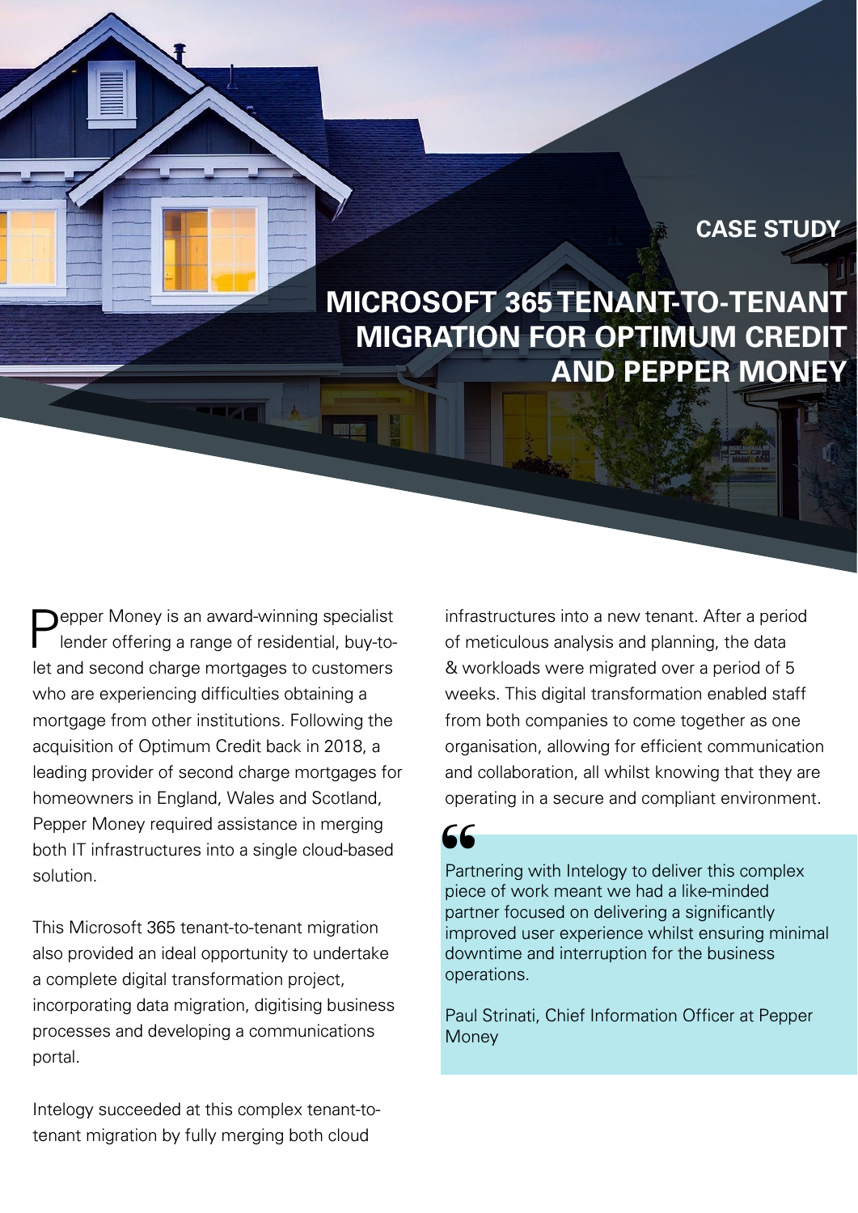CASE STUDY

# MICROSOFT 365 TENANT-TO-TENANT MIGRATION FOR OPTIMUM CREDIT AND PEPPER MONEY

Pepper Money is an award-winning specialist lender offering a range of residential, buy-to-let and second charge mortgages to customers who are experiencing difficulties obtaining a mortgage from other institutions. Following the acquisition of Optimum Credit back in 2018, a leading provider of second charge mortgages for homeowners in England, Wales and Scotland, Pepper Money required assistance in merging both IT infrastructures into a single cloud-based solution.

This Microsoft 365 tenant-to-tenant migration also provided an ideal opportunity to undertake a complete digital transformation project, incorporating data migration, digitising business processes and developing a communications portal.

Intelogy succeeded at this complex tenant-to-tenant migration by fully merging both cloud infrastructures into a new tenant. After a period of meticulous analysis and planning, the data & workloads were migrated over a period of 5 weeks. This digital transformation enabled staff from both companies to come together as one organisation, allowing for efficient communication and collaboration, all whilst knowing that they are operating in a secure and compliant environment.

> Partnering with Intelogy to deliver this complex piece of work meant we had a like-minded partner focused on delivering a significantly improved user experience whilst ensuring minimal downtime and interruption for the business operations.
>
> Paul Strinati, Chief Information Officer at Pepper Money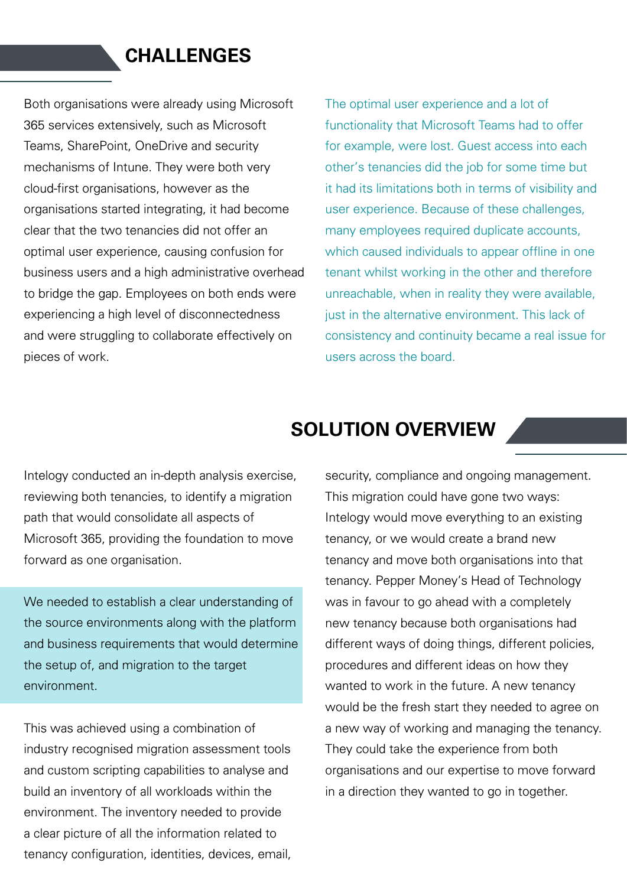## CHALLENGES

Both organisations were already using Microsoft 365 services extensively, such as Microsoft Teams, SharePoint, OneDrive and security mechanisms of Intune. They were both very cloud-first organisations, however as the organisations started integrating, it had become clear that the two tenancies did not offer an optimal user experience, causing confusion for business users and a high administrative overhead to bridge the gap. Employees on both ends were experiencing a high level of disconnectedness and were struggling to collaborate effectively on pieces of work.

The optimal user experience and a lot of functionality that Microsoft Teams had to offer for example, were lost. Guest access into each other's tenancies did the job for some time but it had its limitations both in terms of visibility and user experience. Because of these challenges, many employees required duplicate accounts, which caused individuals to appear offline in one tenant whilst working in the other and therefore unreachable, when in reality they were available, just in the alternative environment. This lack of consistency and continuity became a real issue for users across the board.

## SOLUTION OVERVIEW

Intelogy conducted an in-depth analysis exercise, reviewing both tenancies, to identify a migration path that would consolidate all aspects of Microsoft 365, providing the foundation to move forward as one organisation.

We needed to establish a clear understanding of the source environments along with the platform and business requirements that would determine the setup of, and migration to the target environment.

This was achieved using a combination of industry recognised migration assessment tools and custom scripting capabilities to analyse and build an inventory of all workloads within the environment. The inventory needed to provide a clear picture of all the information related to tenancy configuration, identities, devices, email, security, compliance and ongoing management. This migration could have gone two ways: Intelogy would move everything to an existing tenancy, or we would create a brand new tenancy and move both organisations into that tenancy. Pepper Money's Head of Technology was in favour to go ahead with a completely new tenancy because both organisations had different ways of doing things, different policies, procedures and different ideas on how they wanted to work in the future. A new tenancy would be the fresh start they needed to agree on a new way of working and managing the tenancy. They could take the experience from both organisations and our expertise to move forward in a direction they wanted to go in together.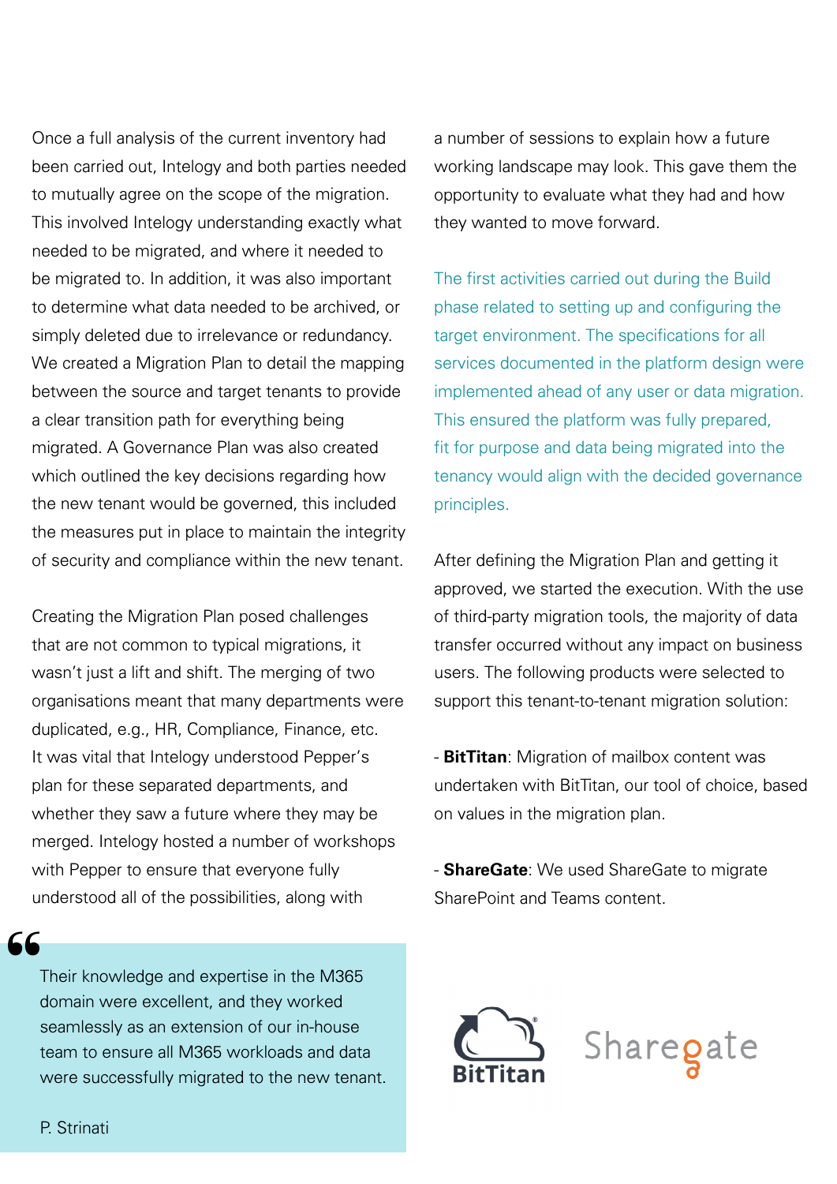Once a full analysis of the current inventory had been carried out, Intelogy and both parties needed to mutually agree on the scope of the migration. This involved Intelogy understanding exactly what needed to be migrated, and where it needed to be migrated to. In addition, it was also important to determine what data needed to be archived, or simply deleted due to irrelevance or redundancy. We created a Migration Plan to detail the mapping between the source and target tenants to provide a clear transition path for everything being migrated. A Governance Plan was also created which outlined the key decisions regarding how the new tenant would be governed, this included the measures put in place to maintain the integrity of security and compliance within the new tenant.

Creating the Migration Plan posed challenges that are not common to typical migrations, it wasn't just a lift and shift. The merging of two organisations meant that many departments were duplicated, e.g., HR, Compliance, Finance, etc. It was vital that Intelogy understood Pepper's plan for these separated departments, and whether they saw a future where they may be merged. Intelogy hosted a number of workshops with Pepper to ensure that everyone fully understood all of the possibilities, along with a number of sessions to explain how a future working landscape may look. This gave them the opportunity to evaluate what they had and how they wanted to move forward.

> Their knowledge and expertise in the M365 domain were excellent, and they worked seamlessly as an extension of our in-house team to ensure all M365 workloads and data were successfully migrated to the new tenant.
>
> P. Strinati

The first activities carried out during the Build phase related to setting up and configuring the target environment. The specifications for all services documented in the platform design were implemented ahead of any user or data migration. This ensured the platform was fully prepared, fit for purpose and data being migrated into the tenancy would align with the decided governance principles.

After defining the Migration Plan and getting it approved, we started the execution. With the use of third-party migration tools, the majority of data transfer occurred without any impact on business users. The following products were selected to support this tenant-to-tenant migration solution:

- **BitTitan**: Migration of mailbox content was undertaken with BitTitan, our tool of choice, based on values in the migration plan.

- **ShareGate**: We used ShareGate to migrate SharePoint and Teams content.

BitTitan Sharegate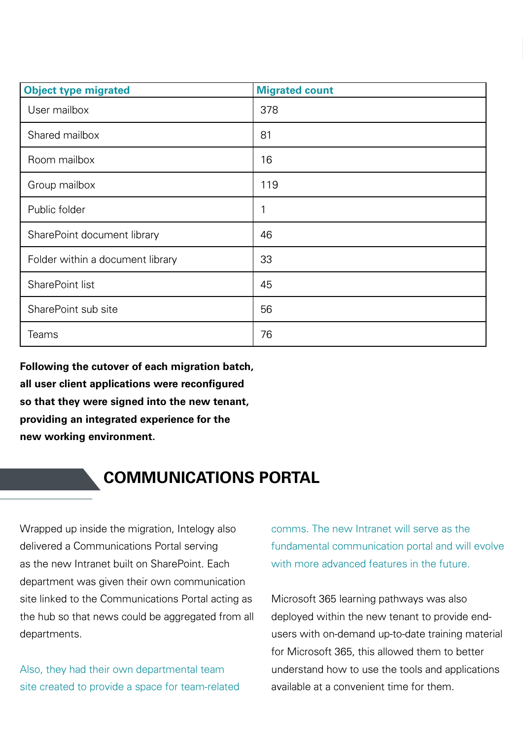| Object type migrated | Migrated count |
|---|---|
| User mailbox | 378 |
| Shared mailbox | 81 |
| Room mailbox | 16 |
| Group mailbox | 119 |
| Public folder | 1 |
| SharePoint document library | 46 |
| Folder within a document library | 33 |
| SharePoint list | 45 |
| SharePoint sub site | 56 |
| Teams | 76 |

**Following the cutover of each migration batch, all user client applications were reconfigured so that they were signed into the new tenant, providing an integrated experience for the new working environment.**

## COMMUNICATIONS PORTAL

Wrapped up inside the migration, Intelogy also delivered a Communications Portal serving as the new Intranet built on SharePoint. Each department was given their own communication site linked to the Communications Portal acting as the hub so that news could be aggregated from all departments.

Also, they had their own departmental team site created to provide a space for team-related comms. The new Intranet will serve as the fundamental communication portal and will evolve with more advanced features in the future.

Microsoft 365 learning pathways was also deployed within the new tenant to provide end-users with on-demand up-to-date training material for Microsoft 365, this allowed them to better understand how to use the tools and applications available at a convenient time for them.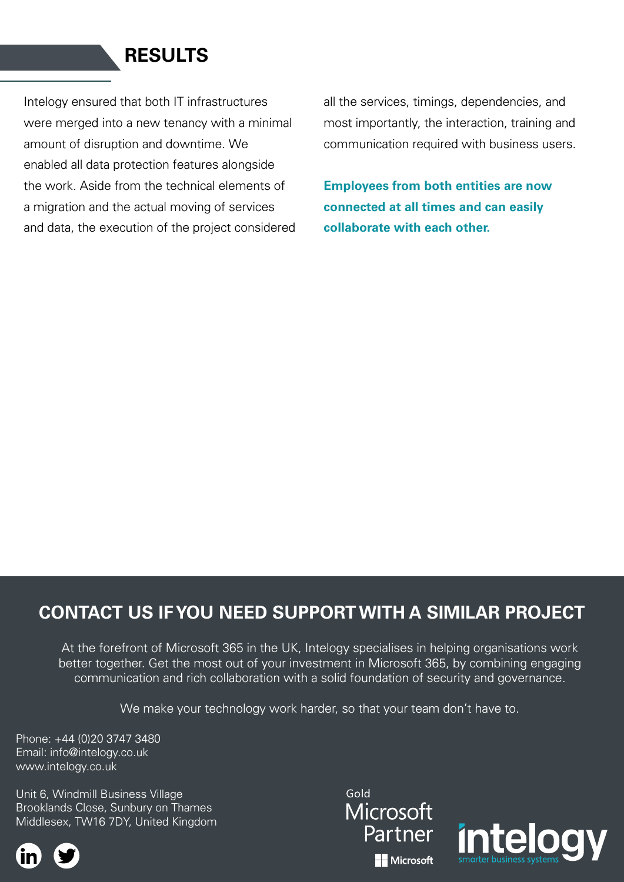## RESULTS

Intelogy ensured that both IT infrastructures were merged into a new tenancy with a minimal amount of disruption and downtime. We enabled all data protection features alongside the work. Aside from the technical elements of a migration and the actual moving of services and data, the execution of the project considered all the services, timings, dependencies, and most importantly, the interaction, training and communication required with business users.

**Employees from both entities are now connected at all times and can easily collaborate with each other.**

## CONTACT US IF YOU NEED SUPPORT WITH A SIMILAR PROJECT

At the forefront of Microsoft 365 in the UK, Intelogy specialises in helping organisations work better together. Get the most out of your investment in Microsoft 365, by combining engaging communication and rich collaboration with a solid foundation of security and governance.

We make your technology work harder, so that your team don't have to.

Phone: +44 (0)20 3747 3480
Email: info@intelogy.co.uk
www.intelogy.co.uk

Unit 6, Windmill Business Village
Brooklands Close, Sunbury on Thames
Middlesex, TW16 7DY, United Kingdom

Gold Microsoft Partner

Microsoft

intelogy
smarter business systems